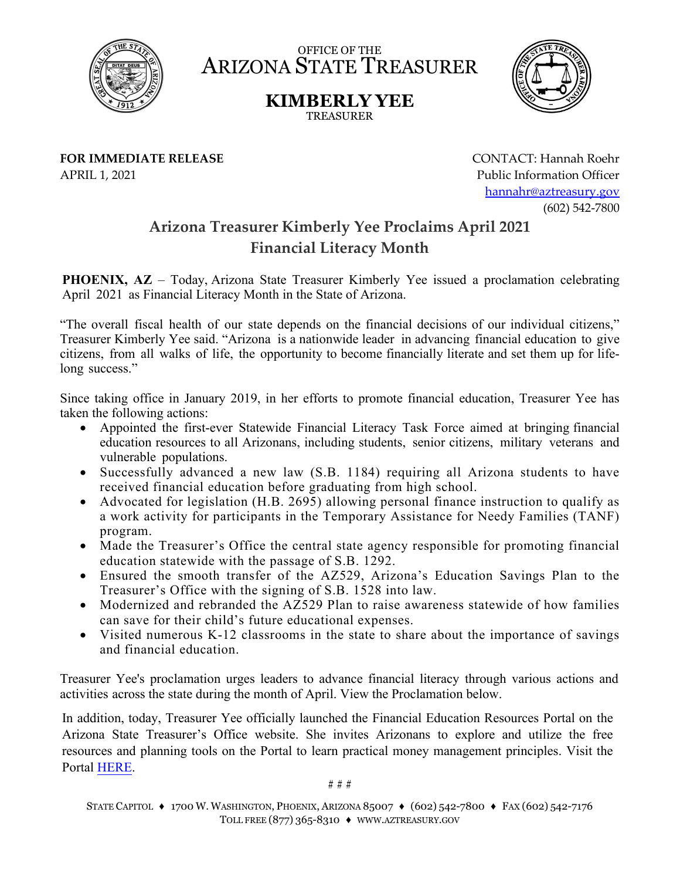OFFICE OF THE

# ARIZONA STATE TREASURER

## KIMBERLY YEE

TREASURER

**FOR IMMEDIATE RELEASE**
APRIL 1, 2021

CONTACT: Hannah Roehr
Public Information Officer
[hannahr@aztreasury.gov](mailto:hannahr@aztreasury.gov)
(602) 542-7800

## Arizona Treasurer Kimberly Yee Proclaims April 2021 Financial Literacy Month

**PHOENIX, AZ** – Today, Arizona State Treasurer Kimberly Yee issued a proclamation celebrating April 2021 as Financial Literacy Month in the State of Arizona.

"The overall fiscal health of our state depends on the financial decisions of our individual citizens," Treasurer Kimberly Yee said. "Arizona is a nationwide leader in advancing financial education to give citizens, from all walks of life, the opportunity to become financially literate and set them up for life-long success."

Since taking office in January 2019, in her efforts to promote financial education, Treasurer Yee has taken the following actions:

- Appointed the first-ever Statewide Financial Literacy Task Force aimed at bringing financial education resources to all Arizonans, including students, senior citizens, military veterans and vulnerable populations.
- Successfully advanced a new law (S.B. 1184) requiring all Arizona students to have received financial education before graduating from high school.
- Advocated for legislation (H.B. 2695) allowing personal finance instruction to qualify as a work activity for participants in the Temporary Assistance for Needy Families (TANF) program.
- Made the Treasurer's Office the central state agency responsible for promoting financial education statewide with the passage of S.B. 1292.
- Ensured the smooth transfer of the AZ529, Arizona's Education Savings Plan to the Treasurer's Office with the signing of S.B. 1528 into law.
- Modernized and rebranded the AZ529 Plan to raise awareness statewide of how families can save for their child's future educational expenses.
- Visited numerous K-12 classrooms in the state to share about the importance of savings and financial education.

Treasurer Yee's proclamation urges leaders to advance financial literacy through various actions and activities across the state during the month of April. View the Proclamation below.

In addition, today, Treasurer Yee officially launched the Financial Education Resources Portal on the Arizona State Treasurer's Office website. She invites Arizonans to explore and utilize the free resources and planning tools on the Portal to learn practical money management principles. Visit the Portal HERE.

# # #

STATE CAPITOL ♦ 1700 W. WASHINGTON, PHOENIX, ARIZONA 85007 ♦ (602) 542-7800 ♦ FAX (602) 542-7176
TOLL FREE (877) 365-8310 ♦ WWW.AZTREASURY.GOV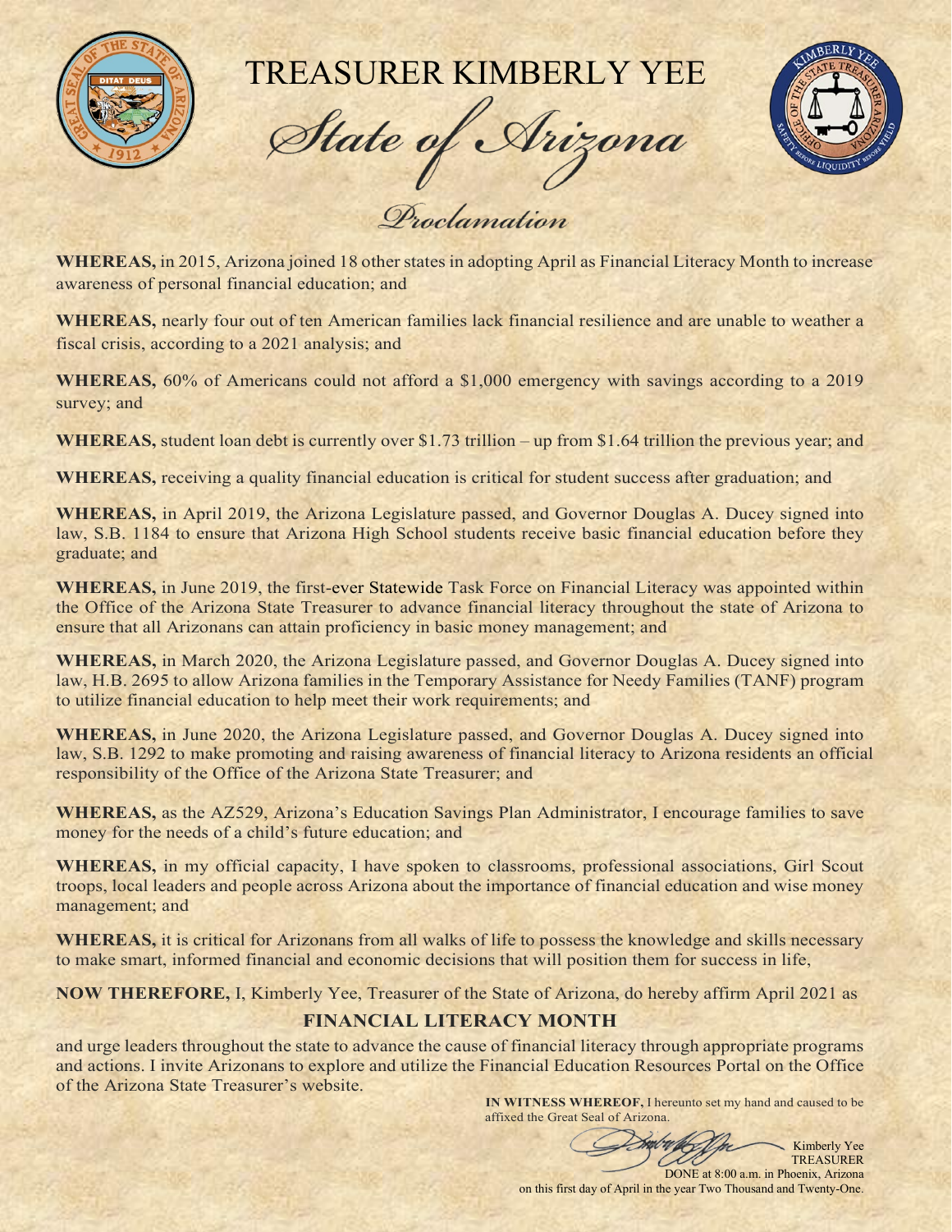# TREASURER KIMBERLY YEE

## State of Arizona

### Proclamation

**WHEREAS,** in 2015, Arizona joined 18 other states in adopting April as Financial Literacy Month to increase awareness of personal financial education; and

**WHEREAS,** nearly four out of ten American families lack financial resilience and are unable to weather a fiscal crisis, according to a 2021 analysis; and

**WHEREAS,** 60% of Americans could not afford a $1,000 emergency with savings according to a 2019 survey; and

**WHEREAS,** student loan debt is currently over $1.73 trillion – up from $1.64 trillion the previous year; and

**WHEREAS,** receiving a quality financial education is critical for student success after graduation; and

**WHEREAS,** in April 2019, the Arizona Legislature passed, and Governor Douglas A. Ducey signed into law, S.B. 1184 to ensure that Arizona High School students receive basic financial education before they graduate; and

**WHEREAS,** in June 2019, the first-ever Statewide Task Force on Financial Literacy was appointed within the Office of the Arizona State Treasurer to advance financial literacy throughout the state of Arizona to ensure that all Arizonans can attain proficiency in basic money management; and

**WHEREAS,** in March 2020, the Arizona Legislature passed, and Governor Douglas A. Ducey signed into law, H.B. 2695 to allow Arizona families in the Temporary Assistance for Needy Families (TANF) program to utilize financial education to help meet their work requirements; and

**WHEREAS,** in June 2020, the Arizona Legislature passed, and Governor Douglas A. Ducey signed into law, S.B. 1292 to make promoting and raising awareness of financial literacy to Arizona residents an official responsibility of the Office of the Arizona State Treasurer; and

**WHEREAS,** as the AZ529, Arizona's Education Savings Plan Administrator, I encourage families to save money for the needs of a child's future education; and

**WHEREAS,** in my official capacity, I have spoken to classrooms, professional associations, Girl Scout troops, local leaders and people across Arizona about the importance of financial education and wise money management; and

**WHEREAS,** it is critical for Arizonans from all walks of life to possess the knowledge and skills necessary to make smart, informed financial and economic decisions that will position them for success in life,

**NOW THEREFORE,** I, Kimberly Yee, Treasurer of the State of Arizona, do hereby affirm April 2021 as

**FINANCIAL LITERACY MONTH**

and urge leaders throughout the state to advance the cause of financial literacy through appropriate programs and actions. I invite Arizonans to explore and utilize the Financial Education Resources Portal on the Office of the Arizona State Treasurer's website.

**IN WITNESS WHEREOF,** I hereunto set my hand and caused to be affixed the Great Seal of Arizona.

Kimberly Yee
TREASURER

DONE at 8:00 a.m. in Phoenix, Arizona
on this first day of April in the year Two Thousand and Twenty-One.